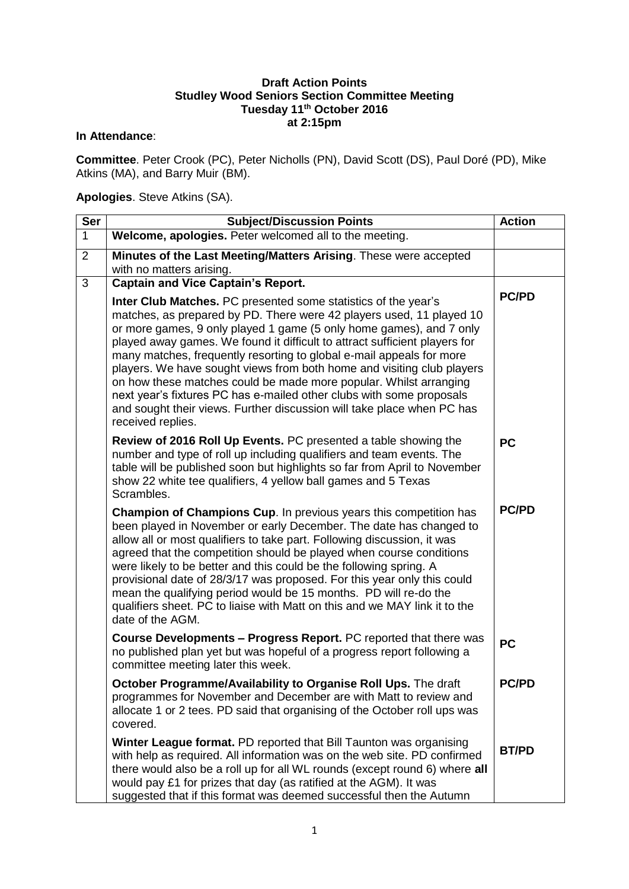**Draft Action Points**
**Studley Wood Seniors Section Committee Meeting**
**Tuesday 11th October 2016**
**at 2:15pm**

**In Attendance**:

**Committee**. Peter Crook (PC), Peter Nicholls (PN), David Scott (DS), Paul Doré (PD), Mike Atkins (MA), and Barry Muir (BM).

**Apologies**. Steve Atkins (SA).

| Ser | Subject/Discussion Points | Action |
|---|---|---|
| 1 | **Welcome, apologies.** Peter welcomed all to the meeting. | |
| 2 | **Minutes of the Last Meeting/Matters Arising**. These were accepted with no matters arising. | |
| 3 | **Captain and Vice Captain's Report.** | |
| | **Inter Club Matches.** PC presented some statistics of the year's matches, as prepared by PD. There were 42 players used, 11 played 10 or more games, 9 only played 1 game (5 only home games), and 7 only played away games. We found it difficult to attract sufficient players for many matches, frequently resorting to global e-mail appeals for more players. We have sought views from both home and visiting club players on how these matches could be made more popular. Whilst arranging next year's fixtures PC has e-mailed other clubs with some proposals and sought their views. Further discussion will take place when PC has received replies. | **PC/PD** |
| | **Review of 2016 Roll Up Events.** PC presented a table showing the number and type of roll up including qualifiers and team events. The table will be published soon but highlights so far from April to November show 22 white tee qualifiers, 4 yellow ball games and 5 Texas Scrambles. | **PC** |
| | **Champion of Champions Cup**. In previous years this competition has been played in November or early December. The date has changed to allow all or most qualifiers to take part. Following discussion, it was agreed that the competition should be played when course conditions were likely to be better and this could be the following spring. A provisional date of 28/3/17 was proposed. For this year only this could mean the qualifying period would be 15 months. PD will re-do the qualifiers sheet. PC to liaise with Matt on this and we MAY link it to the date of the AGM. | **PC/PD** |
| | **Course Developments – Progress Report.** PC reported that there was no published plan yet but was hopeful of a progress report following a committee meeting later this week. | **PC** |
| | **October Programme/Availability to Organise Roll Ups.** The draft programmes for November and December are with Matt to review and allocate 1 or 2 tees. PD said that organising of the October roll ups was covered. | **PC/PD** |
| | **Winter League format.** PD reported that Bill Taunton was organising with help as required. All information was on the web site. PD confirmed there would also be a roll up for all WL rounds (except round 6) where **all** would pay £1 for prizes that day (as ratified at the AGM). It was suggested that if this format was deemed successful then the Autumn | **BT/PD** |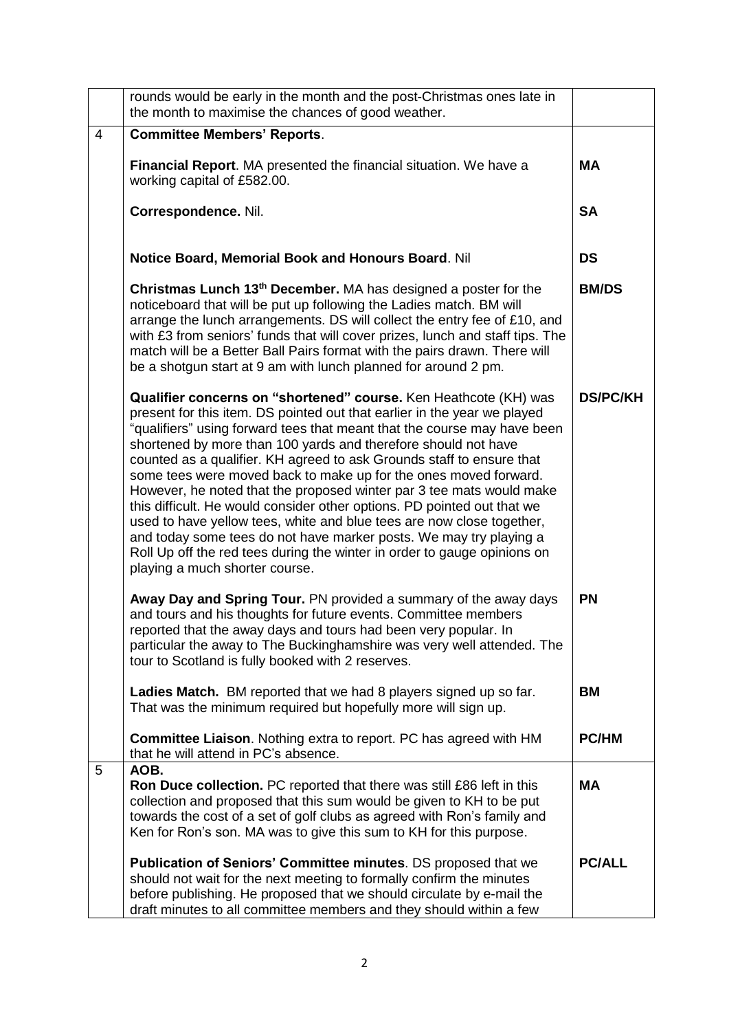| | | |
|---|---|---|
| | rounds would be early in the month and the post-Christmas ones late in the month to maximise the chances of good weather. | |
| 4 | **Committee Members' Reports**. | |
| | **Financial Report**. MA presented the financial situation. We have a working capital of £582.00. | **MA** |
| | **Correspondence.** Nil. | **SA** |
| | **Notice Board, Memorial Book and Honours Board**. Nil | **DS** |
| | **Christmas Lunch 13th December.** MA has designed a poster for the noticeboard that will be put up following the Ladies match. BM will arrange the lunch arrangements. DS will collect the entry fee of £10, and with £3 from seniors' funds that will cover prizes, lunch and staff tips. The match will be a Better Ball Pairs format with the pairs drawn. There will be a shotgun start at 9 am with lunch planned for around 2 pm. | **BM/DS** |
| | **Qualifier concerns on "shortened" course.** Ken Heathcote (KH) was present for this item. DS pointed out that earlier in the year we played "qualifiers" using forward tees that meant that the course may have been shortened by more than 100 yards and therefore should not have counted as a qualifier. KH agreed to ask Grounds staff to ensure that some tees were moved back to make up for the ones moved forward. However, he noted that the proposed winter par 3 tee mats would make this difficult. He would consider other options. PD pointed out that we used to have yellow tees, white and blue tees are now close together, and today some tees do not have marker posts. We may try playing a Roll Up off the red tees during the winter in order to gauge opinions on playing a much shorter course. | **DS/PC/KH** |
| | **Away Day and Spring Tour.** PN provided a summary of the away days and tours and his thoughts for future events. Committee members reported that the away days and tours had been very popular. In particular the away to The Buckinghamshire was very well attended. The tour to Scotland is fully booked with 2 reserves. | **PN** |
| | **Ladies Match.** BM reported that we had 8 players signed up so far. That was the minimum required but hopefully more will sign up. | **BM** |
| | **Committee Liaison**. Nothing extra to report. PC has agreed with HM that he will attend in PC's absence. | **PC/HM** |
| 5 | **AOB.**<br>**Ron Duce collection.** PC reported that there was still £86 left in this collection and proposed that this sum would be given to KH to be put towards the cost of a set of golf clubs as agreed with Ron's family and Ken for Ron's son. MA was to give this sum to KH for this purpose. | **MA** |
| | **Publication of Seniors' Committee minutes**. DS proposed that we should not wait for the next meeting to formally confirm the minutes before publishing. He proposed that we should circulate by e-mail the draft minutes to all committee members and they should within a few | **PC/ALL** |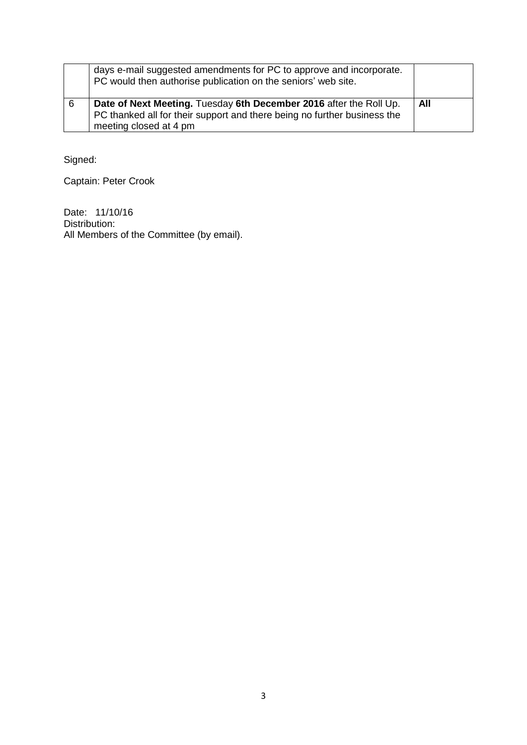| | | |
|---|---|---|
| | days e-mail suggested amendments for PC to approve and incorporate. PC would then authorise publication on the seniors' web site. | |
| 6 | **Date of Next Meeting.** Tuesday **6th December 2016** after the Roll Up. PC thanked all for their support and there being no further business the meeting closed at 4 pm | **All** |

Signed:

Captain: Peter Crook

Date: 11/10/16
Distribution:
All Members of the Committee (by email).